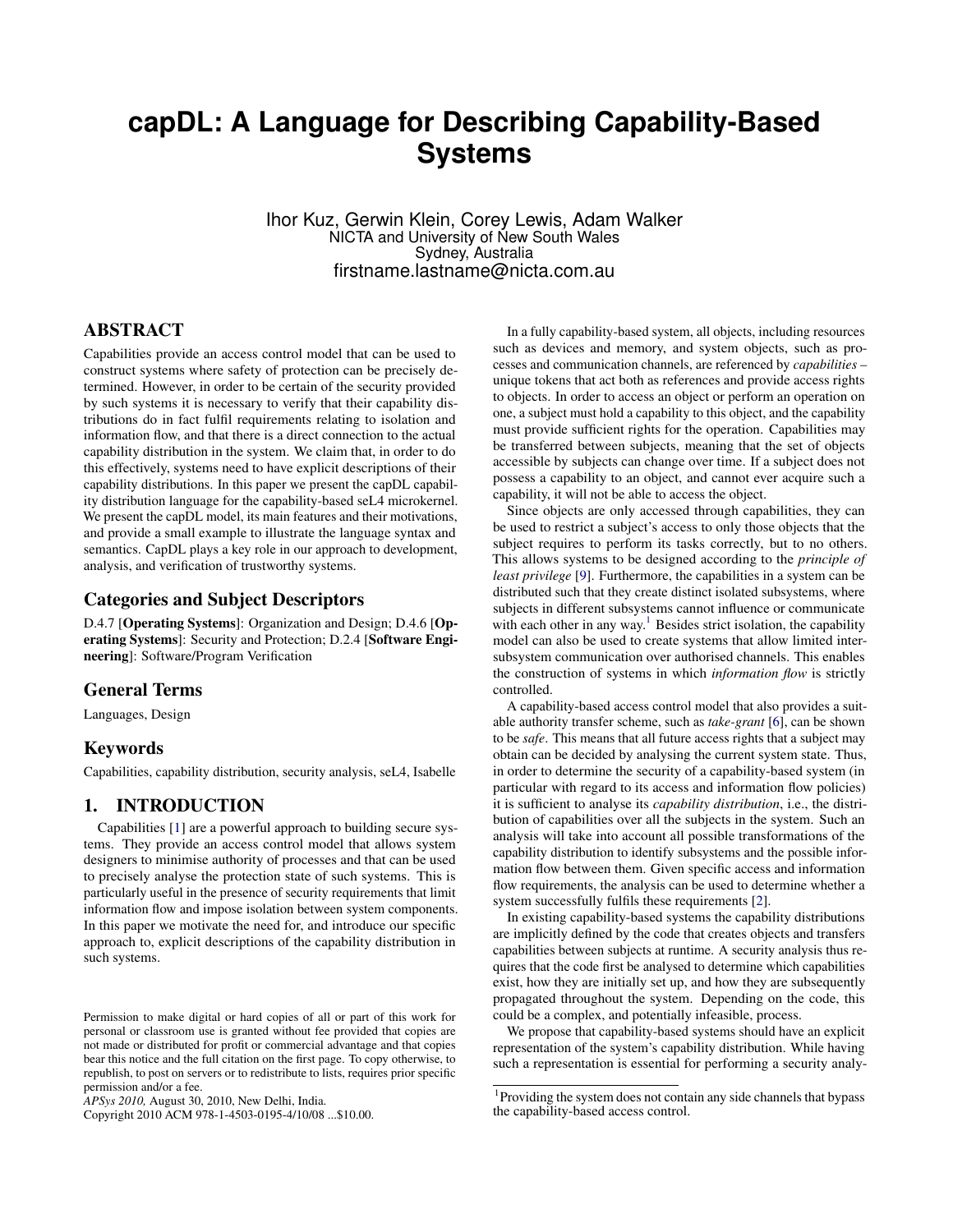# capDL: A Language for Describing Capability-Based Systems

Ihor Kuz, Gerwin Klein, Corey Lewis, Adam Walker
NICTA and University of New South Wales
Sydney, Australia
firstname.lastname@nicta.com.au

## ABSTRACT

Capabilities provide an access control model that can be used to construct systems where safety of protection can be precisely determined. However, in order to be certain of the security provided by such systems it is necessary to verify that their capability distributions do in fact fulfil requirements relating to isolation and information flow, and that there is a direct connection to the actual capability distribution in the system. We claim that, in order to do this effectively, systems need to have explicit descriptions of their capability distributions. In this paper we present the capDL capability distribution language for the capability-based seL4 microkernel. We present the capDL model, its main features and their motivations, and provide a small example to illustrate the language syntax and semantics. CapDL plays a key role in our approach to development, analysis, and verification of trustworthy systems.

### Categories and Subject Descriptors

D.4.7 [**Operating Systems**]: Organization and Design; D.4.6 [**Operating Systems**]: Security and Protection; D.2.4 [**Software Engineering**]: Software/Program Verification

### General Terms

Languages, Design

### Keywords

Capabilities, capability distribution, security analysis, seL4, Isabelle

## 1. INTRODUCTION

Capabilities [1] are a powerful approach to building secure systems. They provide an access control model that allows system designers to minimise authority of processes and that can be used to precisely analyse the protection state of such systems. This is particularly useful in the presence of security requirements that limit information flow and impose isolation between system components. In this paper we motivate the need for, and introduce our specific approach to, explicit descriptions of the capability distribution in such systems.

In a fully capability-based system, all objects, including resources such as devices and memory, and system objects, such as processes and communication channels, are referenced by *capabilities* – unique tokens that act both as references and provide access rights to objects. In order to access an object or perform an operation on one, a subject must hold a capability to this object, and the capability must provide sufficient rights for the operation. Capabilities may be transferred between subjects, meaning that the set of objects accessible by subjects can change over time. If a subject does not possess a capability to an object, and cannot ever acquire such a capability, it will not be able to access the object.

Since objects are only accessed through capabilities, they can be used to restrict a subject's access to only those objects that the subject requires to perform its tasks correctly, but to no others. This allows systems to be designed according to the *principle of least privilege* [9]. Furthermore, the capabilities in a system can be distributed such that they create distinct isolated subsystems, where subjects in different subsystems cannot influence or communicate with each other in any way.[1] Besides strict isolation, the capability model can also be used to create systems that allow limited inter-subsystem communication over authorised channels. This enables the construction of systems in which *information flow* is strictly controlled.

A capability-based access control model that also provides a suitable authority transfer scheme, such as *take-grant* [6], can be shown to be *safe*. This means that all future access rights that a subject may obtain can be decided by analysing the current system state. Thus, in order to determine the security of a capability-based system (in particular with regard to its access and information flow policies) it is sufficient to analyse its *capability distribution*, i.e., the distribution of capabilities over all the subjects in the system. Such an analysis will take into account all possible transformations of the capability distribution to identify subsystems and the possible information flow between them. Given specific access and information flow requirements, the analysis can be used to determine whether a system successfully fulfils these requirements [2].

In existing capability-based systems the capability distributions are implicitly defined by the code that creates objects and transfers capabilities between subjects at runtime. A security analysis thus requires that the code first be analysed to determine which capabilities exist, how they are initially set up, and how they are subsequently propagated throughout the system. Depending on the code, this could be a complex, and potentially infeasible, process.

We propose that capability-based systems should have an explicit representation of the system's capability distribution. While having such a representation is essential for performing a security analy-

[1] Providing the system does not contain any side channels that bypass the capability-based access control.

Permission to make digital or hard copies of all or part of this work for personal or classroom use is granted without fee provided that copies are not made or distributed for profit or commercial advantage and that copies bear this notice and the full citation on the first page. To copy otherwise, to republish, to post on servers or to redistribute to lists, requires prior specific permission and/or a fee.
*APSys 2010,* August 30, 2010, New Delhi, India.
Copyright 2010 ACM 978-1-4503-0195-4/10/08 ...$10.00.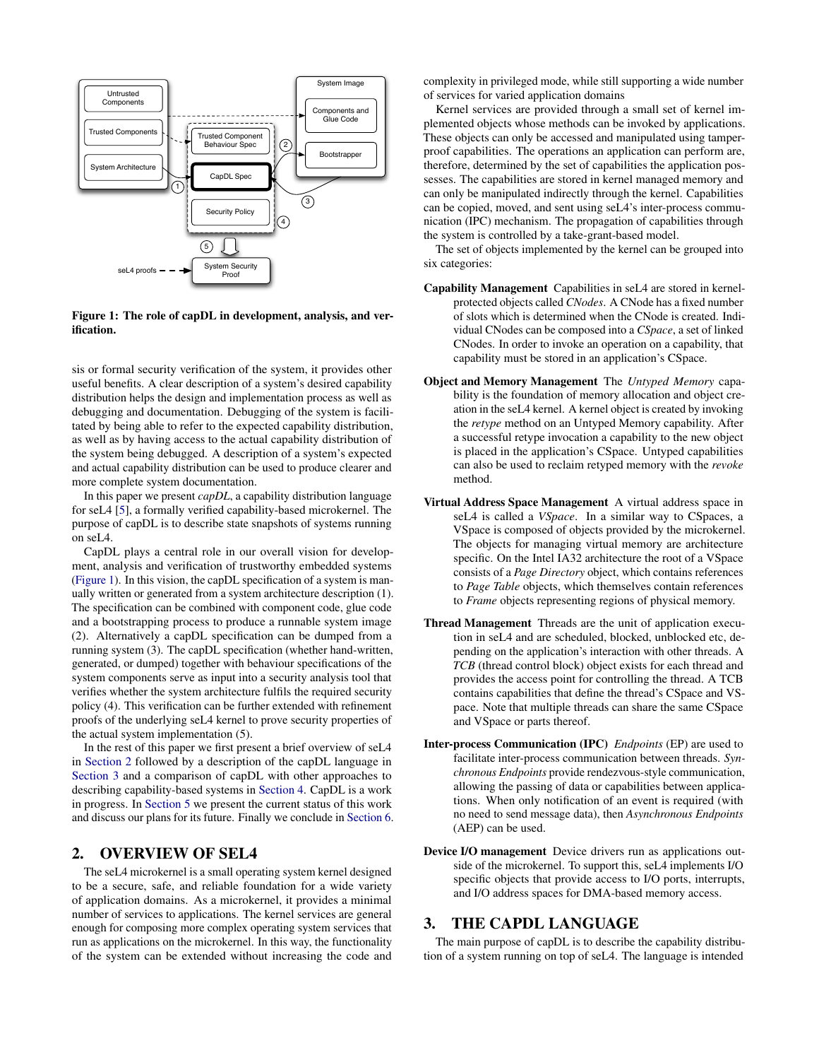**Figure 1: The role of capDL in development, analysis, and verification.**

sis or formal security verification of the system, it provides other useful benefits. A clear description of a system's desired capability distribution helps the design and implementation process as well as debugging and documentation. Debugging of the system is facilitated by being able to refer to the expected capability distribution, as well as by having access to the actual capability distribution of the system being debugged. A description of a system's expected and actual capability distribution can be used to produce clearer and more complete system documentation.

In this paper we present *capDL*, a capability distribution language for seL4 [5], a formally verified capability-based microkernel. The purpose of capDL is to describe state snapshots of systems running on seL4.

CapDL plays a central role in our overall vision for development, analysis and verification of trustworthy embedded systems (Figure 1). In this vision, the capDL specification of a system is manually written or generated from a system architecture description (1). The specification can be combined with component code, glue code and a bootstrapping process to produce a runnable system image (2). Alternatively a capDL specification can be dumped from a running system (3). The capDL specification (whether hand-written, generated, or dumped) together with behaviour specifications of the system components serve as input into a security analysis tool that verifies whether the system architecture fulfils the required security policy (4). This verification can be further extended with refinement proofs of the underlying seL4 kernel to prove security properties of the actual system implementation (5).

In the rest of this paper we first present a brief overview of seL4 in Section 2 followed by a description of the capDL language in Section 3 and a comparison of capDL with other approaches to describing capability-based systems in Section 4. CapDL is a work in progress. In Section 5 we present the current status of this work and discuss our plans for its future. Finally we conclude in Section 6.

## 2. OVERVIEW OF SEL4

The seL4 microkernel is a small operating system kernel designed to be a secure, safe, and reliable foundation for a wide variety of application domains. As a microkernel, it provides a minimal number of services to applications. The kernel services are general enough for composing more complex operating system services that run as applications on the microkernel. In this way, the functionality of the system can be extended without increasing the code and complexity in privileged mode, while still supporting a wide number of services for varied application domains

Kernel services are provided through a small set of kernel implemented objects whose methods can be invoked by applications. These objects can only be accessed and manipulated using tamper-proof capabilities. The operations an application can perform are, therefore, determined by the set of capabilities the application possesses. The capabilities are stored in kernel managed memory and can only be manipulated indirectly through the kernel. Capabilities can be copied, moved, and sent using seL4's inter-process communication (IPC) mechanism. The propagation of capabilities through the system is controlled by a take-grant-based model.

The set of objects implemented by the kernel can be grouped into six categories:

**Capability Management** Capabilities in seL4 are stored in kernel-protected objects called *CNodes*. A CNode has a fixed number of slots which is determined when the CNode is created. Individual CNodes can be composed into a *CSpace*, a set of linked CNodes. In order to invoke an operation on a capability, that capability must be stored in an application's CSpace.

**Object and Memory Management** The *Untyped Memory* capability is the foundation of memory allocation and object creation in the seL4 kernel. A kernel object is created by invoking the *retype* method on an Untyped Memory capability. After a successful retype invocation a capability to the new object is placed in the application's CSpace. Untyped capabilities can also be used to reclaim retyped memory with the *revoke* method.

**Virtual Address Space Management** A virtual address space in seL4 is called a *VSpace*. In a similar way to CSpaces, a VSpace is composed of objects provided by the microkernel. The objects for managing virtual memory are architecture specific. On the Intel IA32 architecture the root of a VSpace consists of a *Page Directory* object, which contains references to *Page Table* objects, which themselves contain references to *Frame* objects representing regions of physical memory.

**Thread Management** Threads are the unit of application execution in seL4 and are scheduled, blocked, unblocked etc, depending on the application's interaction with other threads. A *TCB* (thread control block) object exists for each thread and provides the access point for controlling the thread. A TCB contains capabilities that define the thread's CSpace and VSpace. Note that multiple threads can share the same CSpace and VSpace or parts thereof.

**Inter-process Communication (IPC)** *Endpoints* (EP) are used to facilitate inter-process communication between threads. *Synchronous Endpoints* provide rendezvous-style communication, allowing the passing of data or capabilities between applications. When only notification of an event is required (with no need to send message data), then *Asynchronous Endpoints* (AEP) can be used.

**Device I/O management** Device drivers run as applications outside of the microkernel. To support this, seL4 implements I/O specific objects that provide access to I/O ports, interrupts, and I/O address spaces for DMA-based memory access.

## 3. THE CAPDL LANGUAGE

The main purpose of capDL is to describe the capability distribution of a system running on top of seL4. The language is intended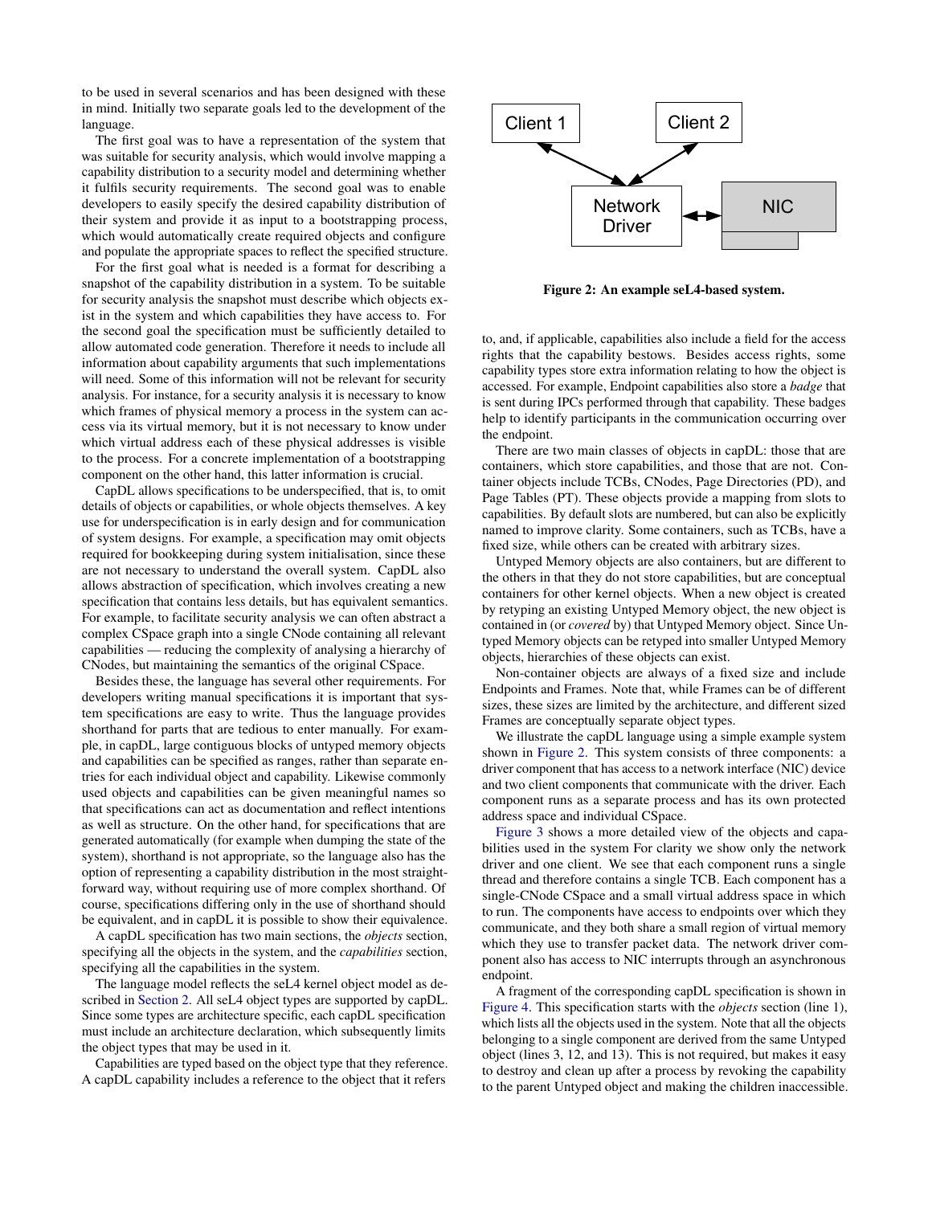to be used in several scenarios and has been designed with these in mind. Initially two separate goals led to the development of the language.

The first goal was to have a representation of the system that was suitable for security analysis, which would involve mapping a capability distribution to a security model and determining whether it fulfils security requirements. The second goal was to enable developers to easily specify the desired capability distribution of their system and provide it as input to a bootstrapping process, which would automatically create required objects and configure and populate the appropriate spaces to reflect the specified structure.

For the first goal what is needed is a format for describing a snapshot of the capability distribution in a system. To be suitable for security analysis the snapshot must describe which objects exist in the system and which capabilities they have access to. For the second goal the specification must be sufficiently detailed to allow automated code generation. Therefore it needs to include all information about capability arguments that such implementations will need. Some of this information will not be relevant for security analysis. For instance, for a security analysis it is necessary to know which frames of physical memory a process in the system can access via its virtual memory, but it is not necessary to know under which virtual address each of these physical addresses is visible to the process. For a concrete implementation of a bootstrapping component on the other hand, this latter information is crucial.

CapDL allows specifications to be underspecified, that is, to omit details of objects or capabilities, or whole objects themselves. A key use for underspecification is in early design and for communication of system designs. For example, a specification may omit objects required for bookkeeping during system initialisation, since these are not necessary to understand the overall system. CapDL also allows abstraction of specification, which involves creating a new specification that contains less details, but has equivalent semantics. For example, to facilitate security analysis we can often abstract a complex CSpace graph into a single CNode containing all relevant capabilities — reducing the complexity of analysing a hierarchy of CNodes, but maintaining the semantics of the original CSpace.

Besides these, the language has several other requirements. For developers writing manual specifications it is important that system specifications are easy to write. Thus the language provides shorthand for parts that are tedious to enter manually. For example, in capDL, large contiguous blocks of untyped memory objects and capabilities can be specified as ranges, rather than separate entries for each individual object and capability. Likewise commonly used objects and capabilities can be given meaningful names so that specifications can act as documentation and reflect intentions as well as structure. On the other hand, for specifications that are generated automatically (for example when dumping the state of the system), shorthand is not appropriate, so the language also has the option of representing a capability distribution in the most straightforward way, without requiring use of more complex shorthand. Of course, specifications differing only in the use of shorthand should be equivalent, and in capDL it is possible to show their equivalence.

A capDL specification has two main sections, the *objects* section, specifying all the objects in the system, and the *capabilities* section, specifying all the capabilities in the system.

The language model reflects the seL4 kernel object model as described in Section 2. All seL4 object types are supported by capDL. Since some types are architecture specific, each capDL specification must include an architecture declaration, which subsequently limits the object types that may be used in it.

Capabilities are typed based on the object type that they reference. A capDL capability includes a reference to the object that it refers to, and, if applicable, capabilities also include a field for the access rights that the capability bestows. Besides access rights, some capability types store extra information relating to how the object is accessed. For example, Endpoint capabilities also store a *badge* that is sent during IPCs performed through that capability. These badges help to identify participants in the communication occurring over the endpoint.

There are two main classes of objects in capDL: those that are containers, which store capabilities, and those that are not. Container objects include TCBs, CNodes, Page Directories (PD), and Page Tables (PT). These objects provide a mapping from slots to capabilities. By default slots are numbered, but can also be explicitly named to improve clarity. Some containers, such as TCBs, have a fixed size, while others can be created with arbitrary sizes.

Untyped Memory objects are also containers, but are different to the others in that they do not store capabilities, but are conceptual containers for other kernel objects. When a new object is created by retyping an existing Untyped Memory object, the new object is contained in (or *covered* by) that Untyped Memory object. Since Untyped Memory objects can be retyped into smaller Untyped Memory objects, hierarchies of these objects can exist.

Non-container objects are always of a fixed size and include Endpoints and Frames. Note that, while Frames can be of different sizes, these sizes are limited by the architecture, and different sized Frames are conceptually separate object types.

Client 1 Client 2 Network Driver NIC

**Figure 2: An example seL4-based system.**

We illustrate the capDL language using a simple example system shown in Figure 2. This system consists of three components: a driver component that has access to a network interface (NIC) device and two client components that communicate with the driver. Each component runs as a separate process and has its own protected address space and individual CSpace.

Figure 3 shows a more detailed view of the objects and capabilities used in the system For clarity we show only the network driver and one client. We see that each component runs a single thread and therefore contains a single TCB. Each component has a single-CNode CSpace and a small virtual address space in which to run. The components have access to endpoints over which they communicate, and they both share a small region of virtual memory which they use to transfer packet data. The network driver component also has access to NIC interrupts through an asynchronous endpoint.

A fragment of the corresponding capDL specification is shown in Figure 4. This specification starts with the *objects* section (line 1), which lists all the objects used in the system. Note that all the objects belonging to a single component are derived from the same Untyped object (lines 3, 12, and 13). This is not required, but makes it easy to destroy and clean up after a process by revoking the capability to the parent Untyped object and making the children inaccessible.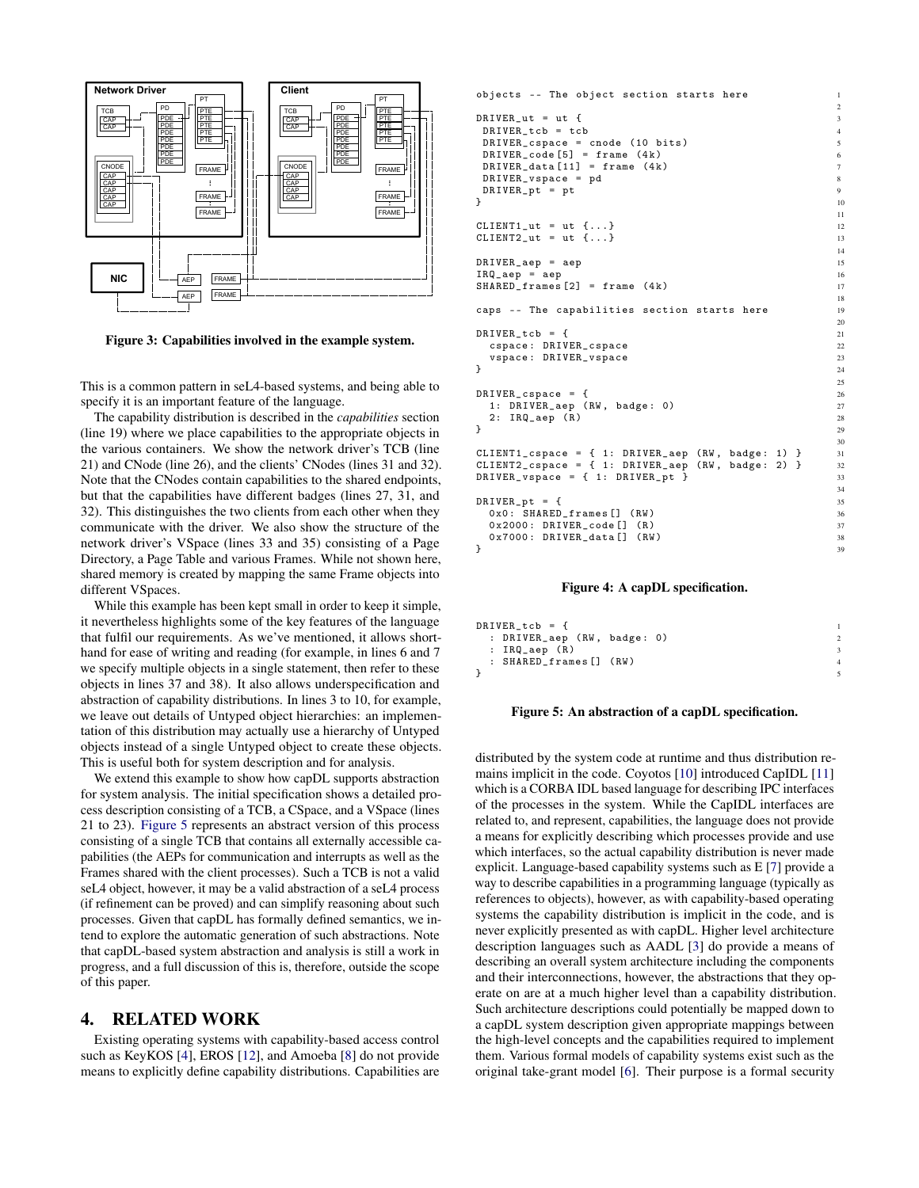Figure 3: Capabilities involved in the example system.

This is a common pattern in seL4-based systems, and being able to specify it is an important feature of the language.

The capability distribution is described in the *capabilities* section (line 19) where we place capabilities to the appropriate objects in the various containers. We show the network driver's TCB (line 21) and CNode (line 26), and the clients' CNodes (lines 31 and 32). Note that the CNodes contain capabilities to the shared endpoints, but that the capabilities have different badges (lines 27, 31, and 32). This distinguishes the two clients from each other when they communicate with the driver. We also show the structure of the network driver's VSpace (lines 33 and 35) consisting of a Page Directory, a Page Table and various Frames. While not shown here, shared memory is created by mapping the same Frame objects into different VSpaces.

While this example has been kept small in order to keep it simple, it nevertheless highlights some of the key features of the language that fulfil our requirements. As we've mentioned, it allows shorthand for ease of writing and reading (for example, in lines 6 and 7 we specify multiple objects in a single statement, then refer to these objects in lines 37 and 38). It also allows underspecification and abstraction of capability distributions. In lines 3 to 10, for example, we leave out details of Untyped object hierarchies: an implementation of this distribution may actually use a hierarchy of Untyped objects instead of a single Untyped object to create these objects. This is useful both for system description and for analysis.

We extend this example to show how capDL supports abstraction for system analysis. The initial specification shows a detailed process description consisting of a TCB, a CSpace, and a VSpace (lines 21 to 23). Figure 5 represents an abstract version of this process consisting of a single TCB that contains all externally accessible capabilities (the AEPs for communication and interrupts as well as the Frames shared with the client processes). Such a TCB is not a valid seL4 object, however, it may be a valid abstraction of a seL4 process (if refinement can be proved) and can simplify reasoning about such processes. Given that capDL has formally defined semantics, we intend to explore the automatic generation of such abstractions. Note that capDL-based system abstraction and analysis is still a work in progress, and a full discussion of this is, therefore, outside the scope of this paper.

```
objects -- The object section starts here

DRIVER_ut = ut {
 DRIVER_tcb = tcb
 DRIVER_cspace = cnode (10 bits)
 DRIVER_code[5] = frame (4k)
 DRIVER_data[11] = frame (4k)
 DRIVER_vspace = pd
 DRIVER_pt = pt
}

CLIENT1_ut = ut {...}
CLIENT2_ut = ut {...}

DRIVER_aep = aep
IRQ_aep = aep
SHARED_frames[2] = frame (4k)

caps -- The capabilities section starts here

DRIVER_tcb = {
  cspace: DRIVER_cspace
  vspace: DRIVER_vspace
}

DRIVER_cspace = {
  1: DRIVER_aep (RW, badge: 0)
  2: IRQ_aep (R)
}

CLIENT1_cspace = { 1: DRIVER_aep (RW, badge: 1) }
CLIENT2_cspace = { 1: DRIVER_aep (RW, badge: 2) }
DRIVER_vspace = { 1: DRIVER_pt }

DRIVER_pt = {
  0x0: SHARED_frames[] (RW)
  0x2000: DRIVER_code[] (R)
  0x7000: DRIVER_data[] (RW)
}
```

Figure 4: A capDL specification.

```
DRIVER_tcb = {
  : DRIVER_aep (RW, badge: 0)
  : IRQ_aep (R)
  : SHARED_frames[] (RW)
}
```

Figure 5: An abstraction of a capDL specification.

## 4. RELATED WORK

Existing operating systems with capability-based access control such as KeyKOS [4], EROS [12], and Amoeba [8] do not provide means to explicitly define capability distributions. Capabilities are distributed by the system code at runtime and thus distribution remains implicit in the code. Coyotos [10] introduced CapIDL [11] which is a CORBA IDL based language for describing IPC interfaces of the processes in the system. While the CapIDL interfaces are related to, and represent, capabilities, the language does not provide a means for explicitly describing which processes provide and use which interfaces, so the actual capability distribution is never made explicit. Language-based capability systems such as E [7] provide a way to describe capabilities in a programming language (typically as references to objects), however, as with capability-based operating systems the capability distribution is implicit in the code, and is never explicitly presented as with capDL. Higher level architecture description languages such as AADL [3] do provide a means of describing an overall system architecture including the components and their interconnections, however, the abstractions that they operate on are at a much higher level than a capability distribution. Such architecture descriptions could potentially be mapped down to a capDL system description given appropriate mappings between the high-level concepts and the capabilities required to implement them. Various formal models of capability systems exist such as the original take-grant model [6]. Their purpose is a formal security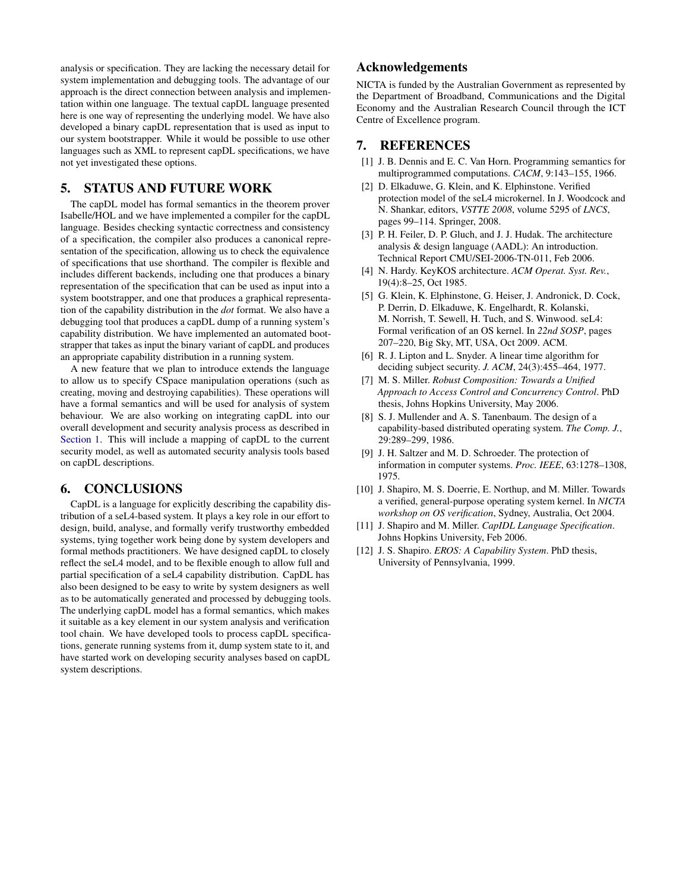analysis or specification. They are lacking the necessary detail for system implementation and debugging tools. The advantage of our approach is the direct connection between analysis and implementation within one language. The textual capDL language presented here is one way of representing the underlying model. We have also developed a binary capDL representation that is used as input to our system bootstrapper. While it would be possible to use other languages such as XML to represent capDL specifications, we have not yet investigated these options.

## 5. STATUS AND FUTURE WORK

The capDL model has formal semantics in the theorem prover Isabelle/HOL and we have implemented a compiler for the capDL language. Besides checking syntactic correctness and consistency of a specification, the compiler also produces a canonical representation of the specification, allowing us to check the equivalence of specifications that use shorthand. The compiler is flexible and includes different backends, including one that produces a binary representation of the specification that can be used as input into a system bootstrapper, and one that produces a graphical representation of the capability distribution in the *dot* format. We also have a debugging tool that produces a capDL dump of a running system's capability distribution. We have implemented an automated bootstrapper that takes as input the binary variant of capDL and produces an appropriate capability distribution in a running system.

A new feature that we plan to introduce extends the language to allow us to specify CSpace manipulation operations (such as creating, moving and destroying capabilities). These operations will have a formal semantics and will be used for analysis of system behaviour. We are also working on integrating capDL into our overall development and security analysis process as described in Section 1. This will include a mapping of capDL to the current security model, as well as automated security analysis tools based on capDL descriptions.

## 6. CONCLUSIONS

CapDL is a language for explicitly describing the capability distribution of a seL4-based system. It plays a key role in our effort to design, build, analyse, and formally verify trustworthy embedded systems, tying together work being done by system developers and formal methods practitioners. We have designed capDL to closely reflect the seL4 model, and to be flexible enough to allow full and partial specification of a seL4 capability distribution. CapDL has also been designed to be easy to write by system designers as well as to be automatically generated and processed by debugging tools. The underlying capDL model has a formal semantics, which makes it suitable as a key element in our system analysis and verification tool chain. We have developed tools to process capDL specifications, generate running systems from it, dump system state to it, and have started work on developing security analyses based on capDL system descriptions.

## Acknowledgements

NICTA is funded by the Australian Government as represented by the Department of Broadband, Communications and the Digital Economy and the Australian Research Council through the ICT Centre of Excellence program.

## 7. REFERENCES

[1] J. B. Dennis and E. C. Van Horn. Programming semantics for multiprogrammed computations. *CACM*, 9:143–155, 1966.

[2] D. Elkaduwe, G. Klein, and K. Elphinstone. Verified protection model of the seL4 microkernel. In J. Woodcock and N. Shankar, editors, *VSTTE 2008*, volume 5295 of *LNCS*, pages 99–114. Springer, 2008.

[3] P. H. Feiler, D. P. Gluch, and J. J. Hudak. The architecture analysis & design language (AADL): An introduction. Technical Report CMU/SEI-2006-TN-011, Feb 2006.

[4] N. Hardy. KeyKOS architecture. *ACM Operat. Syst. Rev.*, 19(4):8–25, Oct 1985.

[5] G. Klein, K. Elphinstone, G. Heiser, J. Andronick, D. Cock, P. Derrin, D. Elkaduwe, K. Engelhardt, R. Kolanski, M. Norrish, T. Sewell, H. Tuch, and S. Winwood. seL4: Formal verification of an OS kernel. In *22nd SOSP*, pages 207–220, Big Sky, MT, USA, Oct 2009. ACM.

[6] R. J. Lipton and L. Snyder. A linear time algorithm for deciding subject security. *J. ACM*, 24(3):455–464, 1977.

[7] M. S. Miller. *Robust Composition: Towards a Unified Approach to Access Control and Concurrency Control*. PhD thesis, Johns Hopkins University, May 2006.

[8] S. J. Mullender and A. S. Tanenbaum. The design of a capability-based distributed operating system. *The Comp. J.*, 29:289–299, 1986.

[9] J. H. Saltzer and M. D. Schroeder. The protection of information in computer systems. *Proc. IEEE*, 63:1278–1308, 1975.

[10] J. Shapiro, M. S. Doerrie, E. Northup, and M. Miller. Towards a verified, general-purpose operating system kernel. In *NICTA workshop on OS verification*, Sydney, Australia, Oct 2004.

[11] J. Shapiro and M. Miller. *CapIDL Language Specification*. Johns Hopkins University, Feb 2006.

[12] J. S. Shapiro. *EROS: A Capability System*. PhD thesis, University of Pennsylvania, 1999.